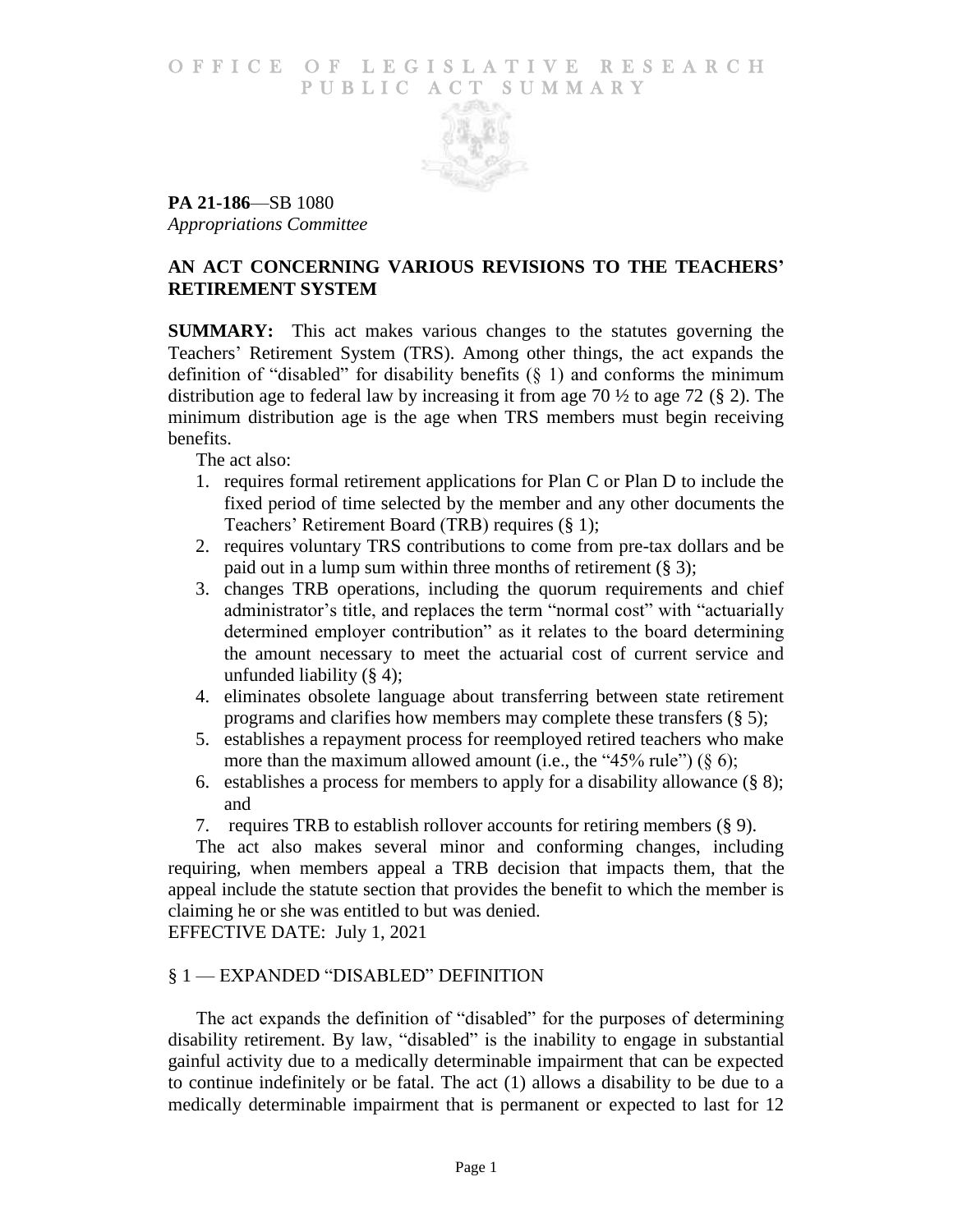# OFFICE OF LEGISLATIVE RESEARCH PUBLIC ACT SUMMARY

**PA 21-186**—SB 1080
*Appropriations Committee*

## AN ACT CONCERNING VARIOUS REVISIONS TO THE TEACHERS' RETIREMENT SYSTEM

**SUMMARY:** This act makes various changes to the statutes governing the Teachers' Retirement System (TRS). Among other things, the act expands the definition of "disabled" for disability benefits (§ 1) and conforms the minimum distribution age to federal law by increasing it from age 70 ½ to age 72 (§ 2). The minimum distribution age is the age when TRS members must begin receiving benefits.

The act also:

1. requires formal retirement applications for Plan C or Plan D to include the fixed period of time selected by the member and any other documents the Teachers' Retirement Board (TRB) requires (§ 1);
2. requires voluntary TRS contributions to come from pre-tax dollars and be paid out in a lump sum within three months of retirement (§ 3);
3. changes TRB operations, including the quorum requirements and chief administrator's title, and replaces the term "normal cost" with "actuarially determined employer contribution" as it relates to the board determining the amount necessary to meet the actuarial cost of current service and unfunded liability (§ 4);
4. eliminates obsolete language about transferring between state retirement programs and clarifies how members may complete these transfers (§ 5);
5. establishes a repayment process for reemployed retired teachers who make more than the maximum allowed amount (i.e., the "45% rule") (§ 6);
6. establishes a process for members to apply for a disability allowance (§ 8); and
7. requires TRB to establish rollover accounts for retiring members (§ 9).

The act also makes several minor and conforming changes, including requiring, when members appeal a TRB decision that impacts them, that the appeal include the statute section that provides the benefit to which the member is claiming he or she was entitled to but was denied.

EFFECTIVE DATE: July 1, 2021

## § 1 — EXPANDED "DISABLED" DEFINITION

The act expands the definition of "disabled" for the purposes of determining disability retirement. By law, "disabled" is the inability to engage in substantial gainful activity due to a medically determinable impairment that can be expected to continue indefinitely or be fatal. The act (1) allows a disability to be due to a medically determinable impairment that is permanent or expected to last for 12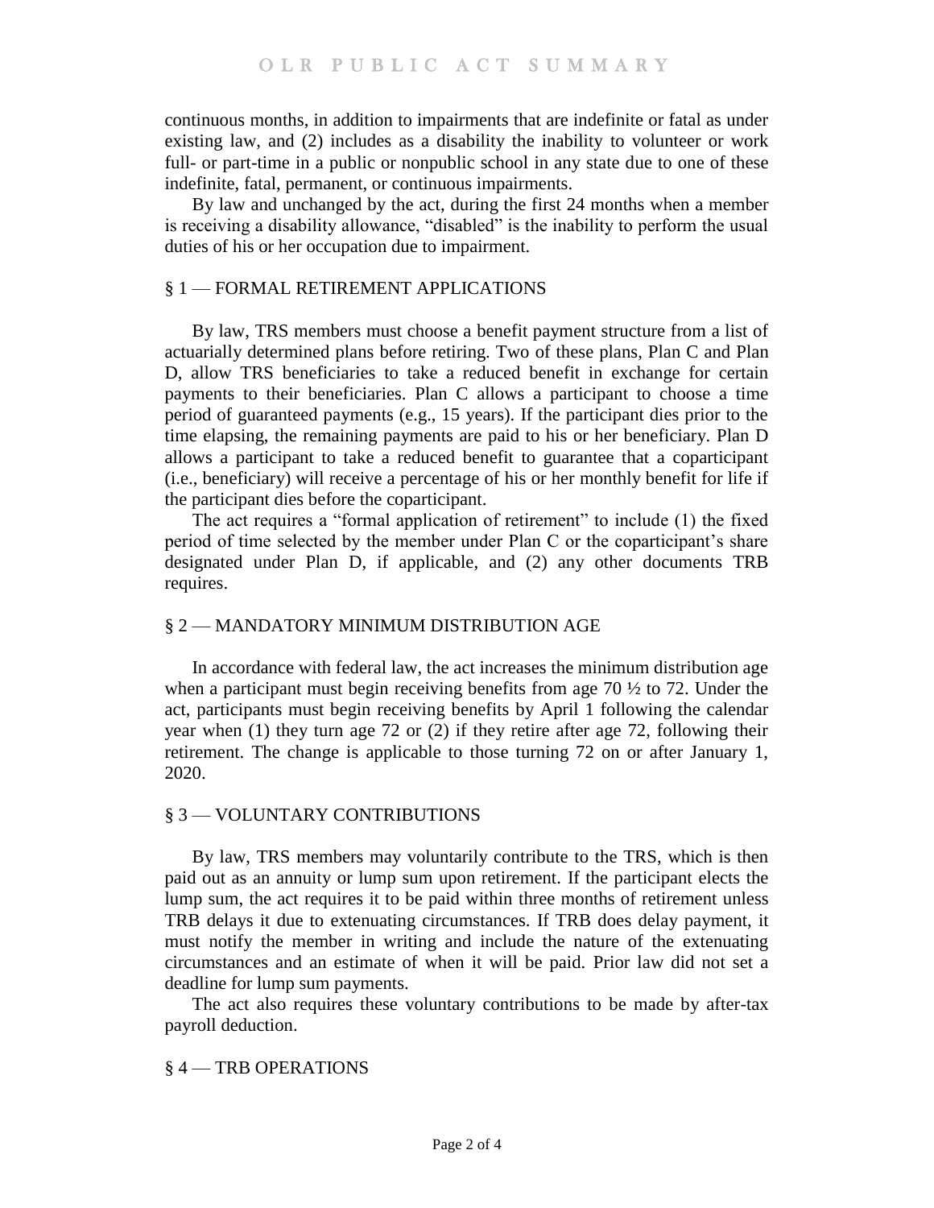continuous months, in addition to impairments that are indefinite or fatal as under existing law, and (2) includes as a disability the inability to volunteer or work full- or part-time in a public or nonpublic school in any state due to one of these indefinite, fatal, permanent, or continuous impairments.

By law and unchanged by the act, during the first 24 months when a member is receiving a disability allowance, "disabled" is the inability to perform the usual duties of his or her occupation due to impairment.

## § 1 — FORMAL RETIREMENT APPLICATIONS

By law, TRS members must choose a benefit payment structure from a list of actuarially determined plans before retiring. Two of these plans, Plan C and Plan D, allow TRS beneficiaries to take a reduced benefit in exchange for certain payments to their beneficiaries. Plan C allows a participant to choose a time period of guaranteed payments (e.g., 15 years). If the participant dies prior to the time elapsing, the remaining payments are paid to his or her beneficiary. Plan D allows a participant to take a reduced benefit to guarantee that a coparticipant (i.e., beneficiary) will receive a percentage of his or her monthly benefit for life if the participant dies before the coparticipant.

The act requires a "formal application of retirement" to include (1) the fixed period of time selected by the member under Plan C or the coparticipant's share designated under Plan D, if applicable, and (2) any other documents TRB requires.

## § 2 — MANDATORY MINIMUM DISTRIBUTION AGE

In accordance with federal law, the act increases the minimum distribution age when a participant must begin receiving benefits from age 70 ½ to 72. Under the act, participants must begin receiving benefits by April 1 following the calendar year when (1) they turn age 72 or (2) if they retire after age 72, following their retirement. The change is applicable to those turning 72 on or after January 1, 2020.

## § 3 — VOLUNTARY CONTRIBUTIONS

By law, TRS members may voluntarily contribute to the TRS, which is then paid out as an annuity or lump sum upon retirement. If the participant elects the lump sum, the act requires it to be paid within three months of retirement unless TRB delays it due to extenuating circumstances. If TRB does delay payment, it must notify the member in writing and include the nature of the extenuating circumstances and an estimate of when it will be paid. Prior law did not set a deadline for lump sum payments.

The act also requires these voluntary contributions to be made by after-tax payroll deduction.

## § 4 — TRB OPERATIONS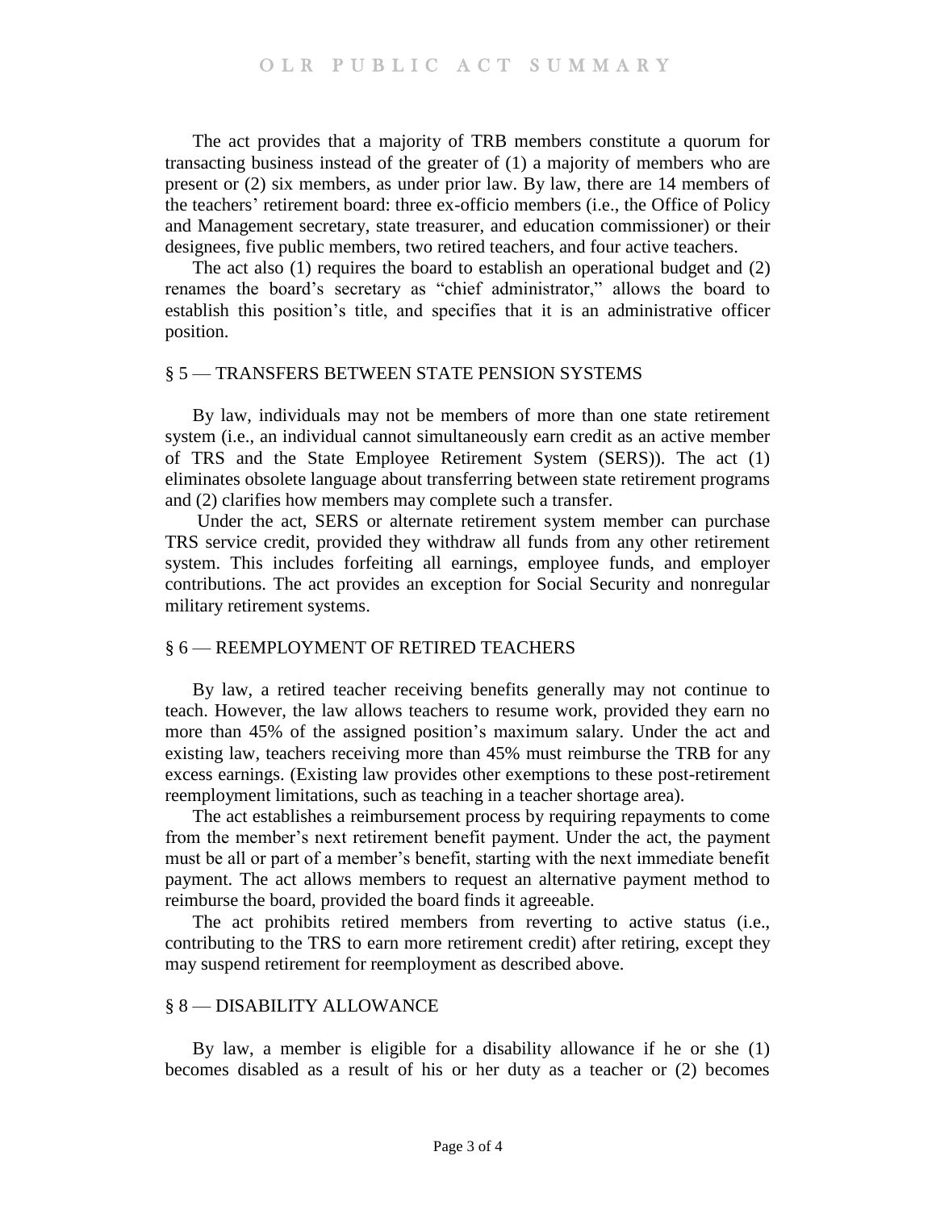The act provides that a majority of TRB members constitute a quorum for transacting business instead of the greater of (1) a majority of members who are present or (2) six members, as under prior law. By law, there are 14 members of the teachers' retirement board: three ex-officio members (i.e., the Office of Policy and Management secretary, state treasurer, and education commissioner) or their designees, five public members, two retired teachers, and four active teachers.

The act also (1) requires the board to establish an operational budget and (2) renames the board's secretary as "chief administrator," allows the board to establish this position's title, and specifies that it is an administrative officer position.

## § 5 — TRANSFERS BETWEEN STATE PENSION SYSTEMS

By law, individuals may not be members of more than one state retirement system (i.e., an individual cannot simultaneously earn credit as an active member of TRS and the State Employee Retirement System (SERS)). The act (1) eliminates obsolete language about transferring between state retirement programs and (2) clarifies how members may complete such a transfer.

Under the act, SERS or alternate retirement system member can purchase TRS service credit, provided they withdraw all funds from any other retirement system. This includes forfeiting all earnings, employee funds, and employer contributions. The act provides an exception for Social Security and nonregular military retirement systems.

## § 6 — REEMPLOYMENT OF RETIRED TEACHERS

By law, a retired teacher receiving benefits generally may not continue to teach. However, the law allows teachers to resume work, provided they earn no more than 45% of the assigned position's maximum salary. Under the act and existing law, teachers receiving more than 45% must reimburse the TRB for any excess earnings. (Existing law provides other exemptions to these post-retirement reemployment limitations, such as teaching in a teacher shortage area).

The act establishes a reimbursement process by requiring repayments to come from the member's next retirement benefit payment. Under the act, the payment must be all or part of a member's benefit, starting with the next immediate benefit payment. The act allows members to request an alternative payment method to reimburse the board, provided the board finds it agreeable.

The act prohibits retired members from reverting to active status (i.e., contributing to the TRS to earn more retirement credit) after retiring, except they may suspend retirement for reemployment as described above.

## § 8 — DISABILITY ALLOWANCE

By law, a member is eligible for a disability allowance if he or she (1) becomes disabled as a result of his or her duty as a teacher or (2) becomes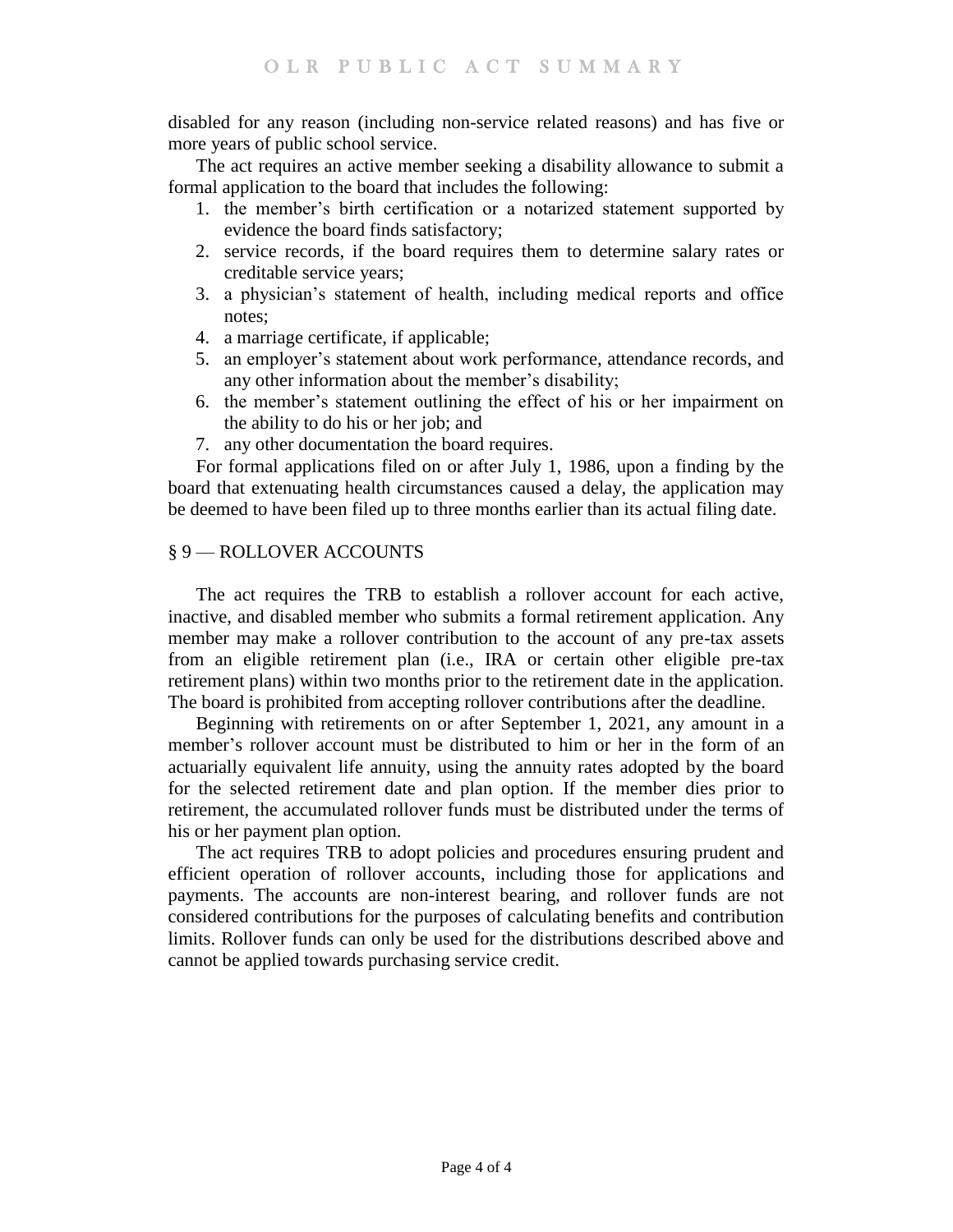disabled for any reason (including non-service related reasons) and has five or more years of public school service.

The act requires an active member seeking a disability allowance to submit a formal application to the board that includes the following:

1. the member's birth certification or a notarized statement supported by evidence the board finds satisfactory;
2. service records, if the board requires them to determine salary rates or creditable service years;
3. a physician's statement of health, including medical reports and office notes;
4. a marriage certificate, if applicable;
5. an employer's statement about work performance, attendance records, and any other information about the member's disability;
6. the member's statement outlining the effect of his or her impairment on the ability to do his or her job; and
7. any other documentation the board requires.

For formal applications filed on or after July 1, 1986, upon a finding by the board that extenuating health circumstances caused a delay, the application may be deemed to have been filed up to three months earlier than its actual filing date.

## § 9 — ROLLOVER ACCOUNTS

The act requires the TRB to establish a rollover account for each active, inactive, and disabled member who submits a formal retirement application. Any member may make a rollover contribution to the account of any pre-tax assets from an eligible retirement plan (i.e., IRA or certain other eligible pre-tax retirement plans) within two months prior to the retirement date in the application. The board is prohibited from accepting rollover contributions after the deadline.

Beginning with retirements on or after September 1, 2021, any amount in a member's rollover account must be distributed to him or her in the form of an actuarially equivalent life annuity, using the annuity rates adopted by the board for the selected retirement date and plan option. If the member dies prior to retirement, the accumulated rollover funds must be distributed under the terms of his or her payment plan option.

The act requires TRB to adopt policies and procedures ensuring prudent and efficient operation of rollover accounts, including those for applications and payments. The accounts are non-interest bearing, and rollover funds are not considered contributions for the purposes of calculating benefits and contribution limits. Rollover funds can only be used for the distributions described above and cannot be applied towards purchasing service credit.